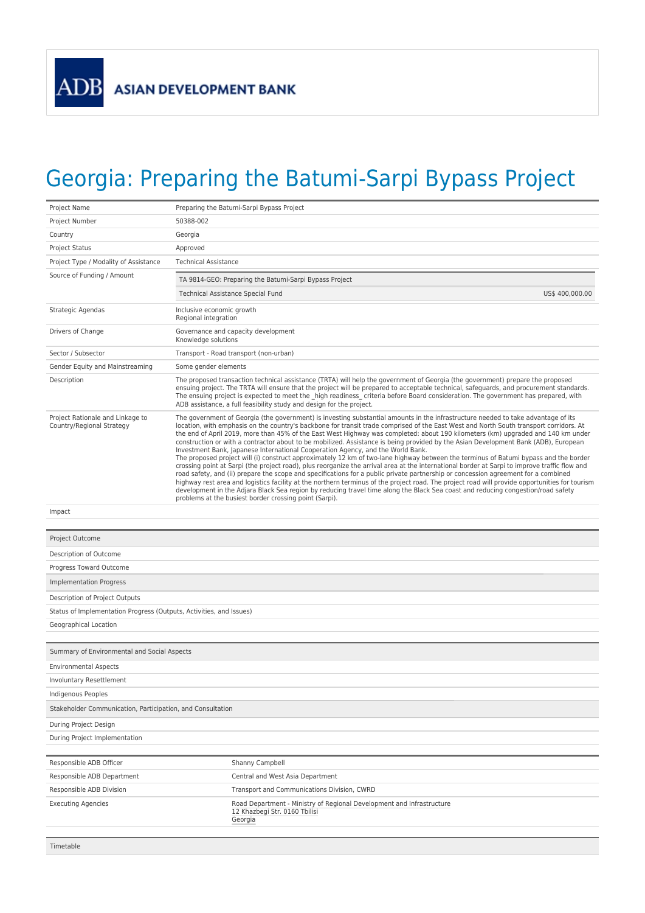ADB ASIAN DEVELOPMENT BANK

# Georgia: Preparing the Batumi-Sarpi Bypass Project

| | |
|---|---|
| Project Name | Preparing the Batumi-Sarpi Bypass Project |
| Project Number | 50388-002 |
| Country | Georgia |
| Project Status | Approved |
| Project Type / Modality of Assistance | Technical Assistance |
| Source of Funding / Amount | TA 9814-GEO: Preparing the Batumi-Sarpi Bypass Project<br>Technical Assistance Special Fund US$ 400,000.00 |
| Strategic Agendas | Inclusive economic growth<br>Regional integration |
| Drivers of Change | Governance and capacity development<br>Knowledge solutions |
| Sector / Subsector | Transport - Road transport (non-urban) |
| Gender Equity and Mainstreaming | Some gender elements |
| Description | The proposed transaction technical assistance (TRTA) will help the government of Georgia (the government) prepare the proposed ensuing project. The TRTA will ensure that the project will be prepared to acceptable technical, safeguards, and procurement standards. The ensuing project is expected to meet the _high readiness_ criteria before Board consideration. The government has prepared, with ADB assistance, a full feasibility study and design for the project. |
| Project Rationale and Linkage to Country/Regional Strategy | The government of Georgia (the government) is investing substantial amounts in the infrastructure needed to take advantage of its location, with emphasis on the country's backbone for transit trade comprised of the East West and North South transport corridors. At the end of April 2019, more than 45% of the East West Highway was completed: about 190 kilometers (km) upgraded and 140 km under construction or with a contractor about to be mobilized. Assistance is being provided by the Asian Development Bank (ADB), European Investment Bank, Japanese International Cooperation Agency, and the World Bank.<br>The proposed project will (i) construct approximately 12 km of two-lane highway between the terminus of Batumi bypass and the border crossing point at Sarpi (the project road), plus reorganize the arrival area at the international border at Sarpi to improve traffic flow and road safety, and (ii) prepare the scope and specifications for a public private partnership or concession agreement for a combined highway rest area and logistics facility at the northern terminus of the project road. The project road will provide opportunities for tourism development in the Adjara Black Sea region by reducing travel time along the Black Sea coast and reducing congestion/road safety problems at the busiest border crossing point (Sarpi). |
| Impact | |

| Project Outcome | |
|---|---|
| Description of Outcome | |
| Progress Toward Outcome | |

| Implementation Progress | |
|---|---|
| Description of Project Outputs | |
| Status of Implementation Progress (Outputs, Activities, and Issues) | |
| Geographical Location | |

| Summary of Environmental and Social Aspects | |
|---|---|
| Environmental Aspects | |
| Involuntary Resettlement | |
| Indigenous Peoples | |

| Stakeholder Communication, Participation, and Consultation | |
|---|---|
| During Project Design | |
| During Project Implementation | |

| | |
|---|---|
| Responsible ADB Officer | Shanny Campbell |
| Responsible ADB Department | Central and West Asia Department |
| Responsible ADB Division | Transport and Communications Division, CWRD |
| Executing Agencies | Road Department - Ministry of Regional Development and Infrastructure<br>12 Khazbegi Str. 0160 Tbilisi<br>Georgia |

| Timetable |
|---|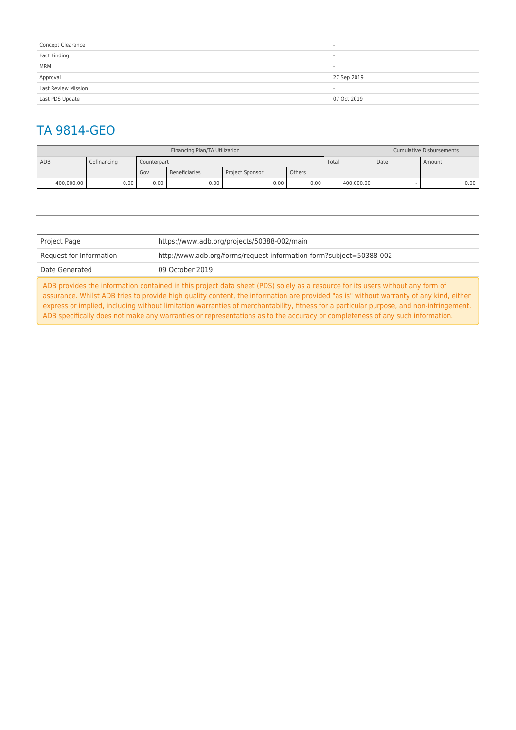| | |
|---|---|
| Concept Clearance | - |
| Fact Finding | - |
| MRM | - |
| Approval | 27 Sep 2019 |
| Last Review Mission | - |
| Last PDS Update | 07 Oct 2019 |

## TA 9814-GEO

| Financing Plan/TA Utilization | | | | | | | Cumulative Disbursements | |
|---|---|---|---|---|---|---|---|---|
| ADB | Cofinancing | Counterpart | | | | Total | Date | Amount |
| | | Gov | Beneficiaries | Project Sponsor | Others | | | |
| 400,000.00 | 0.00 | 0.00 | 0.00 | 0.00 | 0.00 | 400,000.00 | - | 0.00 |

| | |
|---|---|
| Project Page | https://www.adb.org/projects/50388-002/main |
| Request for Information | http://www.adb.org/forms/request-information-form?subject=50388-002 |
| Date Generated | 09 October 2019 |

ADB provides the information contained in this project data sheet (PDS) solely as a resource for its users without any form of assurance. Whilst ADB tries to provide high quality content, the information are provided "as is" without warranty of any kind, either express or implied, including without limitation warranties of merchantability, fitness for a particular purpose, and non-infringement. ADB specifically does not make any warranties or representations as to the accuracy or completeness of any such information.